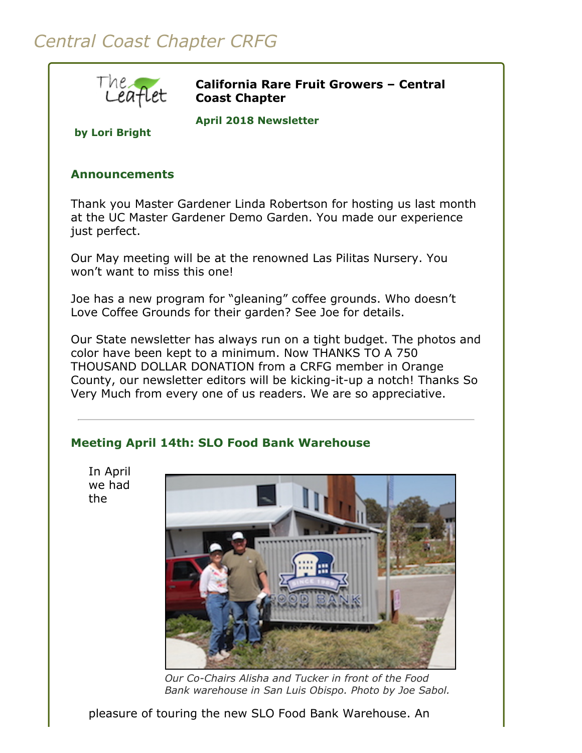# Central Coast Chapter CRFG

The Leaflet

**California Rare Fruit Growers – Central Coast Chapter**

**April 2018 Newsletter**

**by Lori Bright**

## Announcements

Thank you Master Gardener Linda Robertson for hosting us last month at the UC Master Gardener Demo Garden. You made our experience just perfect.

Our May meeting will be at the renowned Las Pilitas Nursery. You won't want to miss this one!

Joe has a new program for "gleaning" coffee grounds. Who doesn't Love Coffee Grounds for their garden? See Joe for details.

Our State newsletter has always run on a tight budget. The photos and color have been kept to a minimum. Now THANKS TO A 750 THOUSAND DOLLAR DONATION from a CRFG member in Orange County, our newsletter editors will be kicking-it-up a notch! Thanks So Very Much from every one of us readers. We are so appreciative.

---

## Meeting April 14th: SLO Food Bank Warehouse

In April we had the pleasure of touring the new SLO Food Bank Warehouse. An

*Our Co-Chairs Alisha and Tucker in front of the Food Bank warehouse in San Luis Obispo. Photo by Joe Sabol.*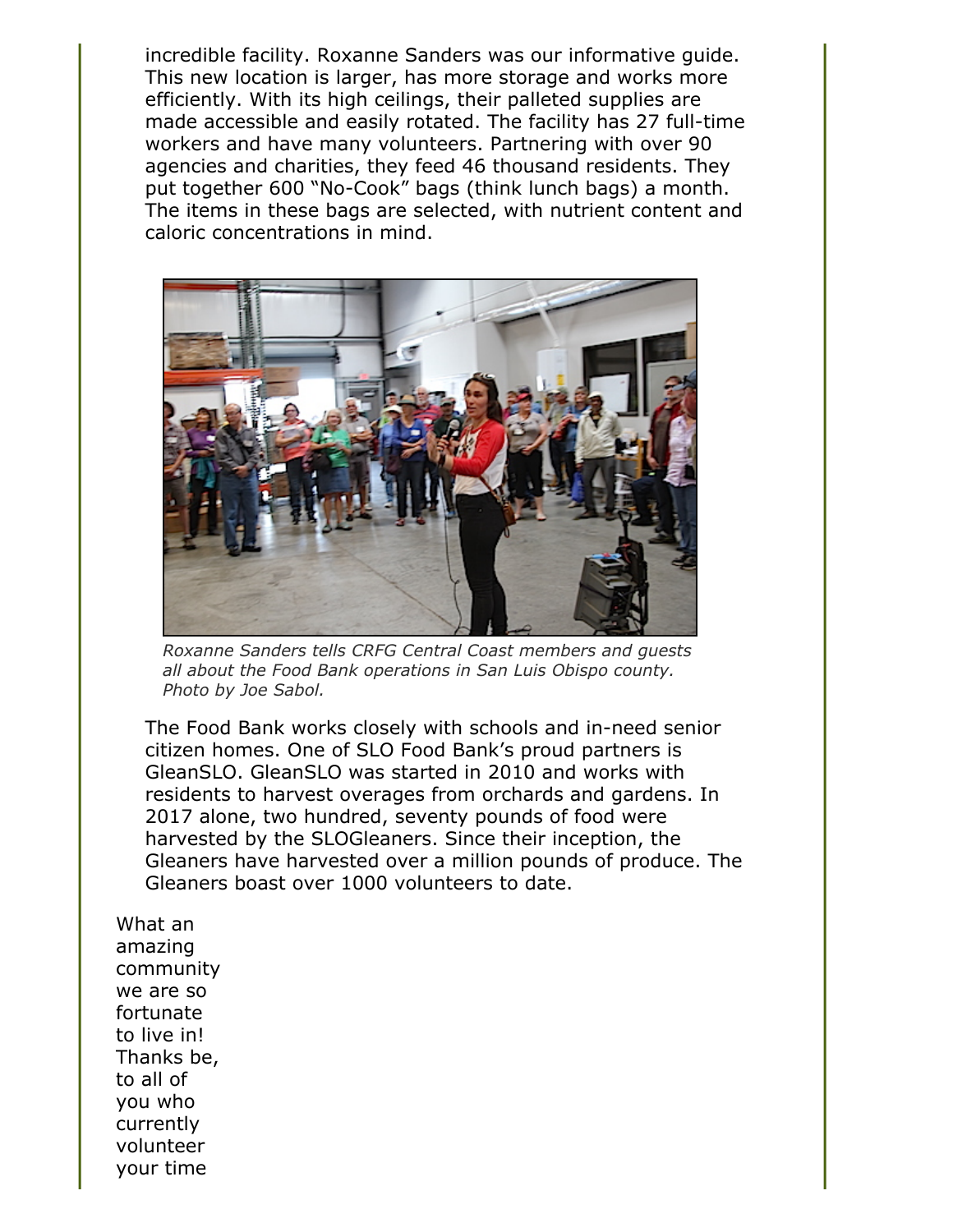incredible facility. Roxanne Sanders was our informative guide. This new location is larger, has more storage and works more efficiently. With its high ceilings, their palleted supplies are made accessible and easily rotated. The facility has 27 full-time workers and have many volunteers. Partnering with over 90 agencies and charities, they feed 46 thousand residents. They put together 600 "No-Cook" bags (think lunch bags) a month. The items in these bags are selected, with nutrient content and caloric concentrations in mind.

*Roxanne Sanders tells CRFG Central Coast members and guests all about the Food Bank operations in San Luis Obispo county. Photo by Joe Sabol.*

The Food Bank works closely with schools and in-need senior citizen homes. One of SLO Food Bank's proud partners is GleanSLO. GleanSLO was started in 2010 and works with residents to harvest overages from orchards and gardens. In 2017 alone, two hundred, seventy pounds of food were harvested by the SLOGleaners. Since their inception, the Gleaners have harvested over a million pounds of produce. The Gleaners boast over 1000 volunteers to date.

What an amazing community we are so fortunate to live in! Thanks be, to all of you who currently volunteer your time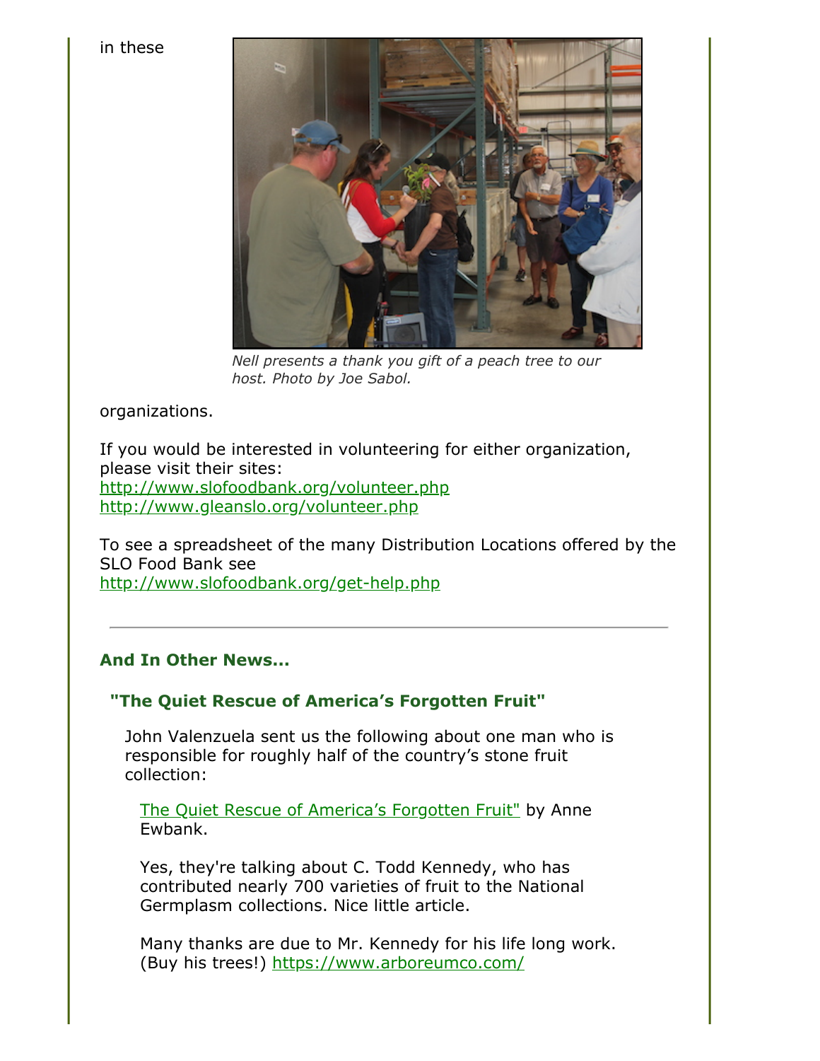in these

*Nell presents a thank you gift of a peach tree to our host. Photo by Joe Sabol.*

organizations.

If you would be interested in volunteering for either organization, please visit their sites:
http://www.slofoodbank.org/volunteer.php
http://www.gleanslo.org/volunteer.php

To see a spreadsheet of the many Distribution Locations offered by the SLO Food Bank see
http://www.slofoodbank.org/get-help.php

---

## And In Other News...

### "The Quiet Rescue of America's Forgotten Fruit"

John Valenzuela sent us the following about one man who is responsible for roughly half of the country's stone fruit collection:

The Quiet Rescue of America's Forgotten Fruit" by Anne Ewbank.

Yes, they're talking about C. Todd Kennedy, who has contributed nearly 700 varieties of fruit to the National Germplasm collections. Nice little article.

Many thanks are due to Mr. Kennedy for his life long work. (Buy his trees!) https://www.arboreumco.com/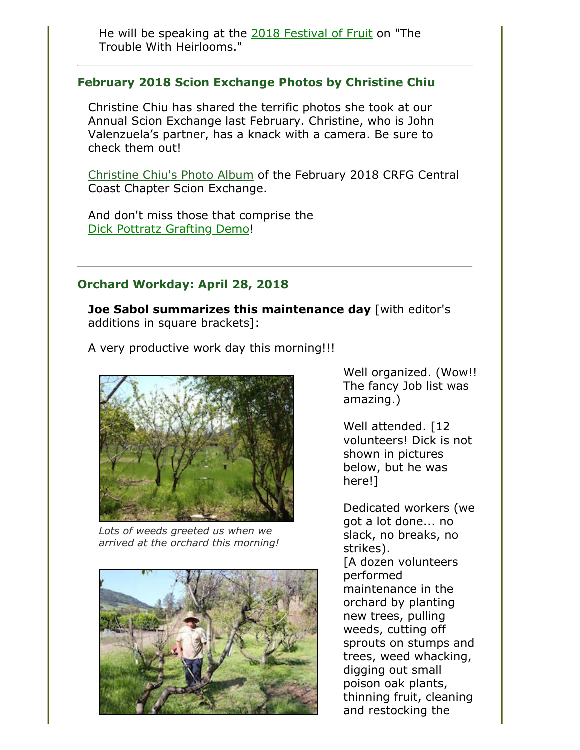He will be speaking at the 2018 Festival of Fruit on "The Trouble With Heirlooms."

---

### February 2018 Scion Exchange Photos by Christine Chiu

Christine Chiu has shared the terrific photos she took at our Annual Scion Exchange last February. Christine, who is John Valenzuela's partner, has a knack with a camera. Be sure to check them out!

Christine Chiu's Photo Album of the February 2018 CRFG Central Coast Chapter Scion Exchange.

And don't miss those that comprise the Dick Pottratz Grafting Demo!

---

### Orchard Workday: April 28, 2018

**Joe Sabol summarizes this maintenance day** [with editor's additions in square brackets]:

A very productive work day this morning!!!

*Lots of weeds greeted us when we arrived at the orchard this morning!*

Well organized. (Wow!! The fancy Job list was amazing.)

Well attended. [12 volunteers! Dick is not shown in pictures below, but he was here!]

Dedicated workers (we got a lot done... no slack, no breaks, no strikes).
[A dozen volunteers performed maintenance in the orchard by planting new trees, pulling weeds, cutting off sprouts on stumps and trees, weed whacking, digging out small poison oak plants, thinning fruit, cleaning and restocking the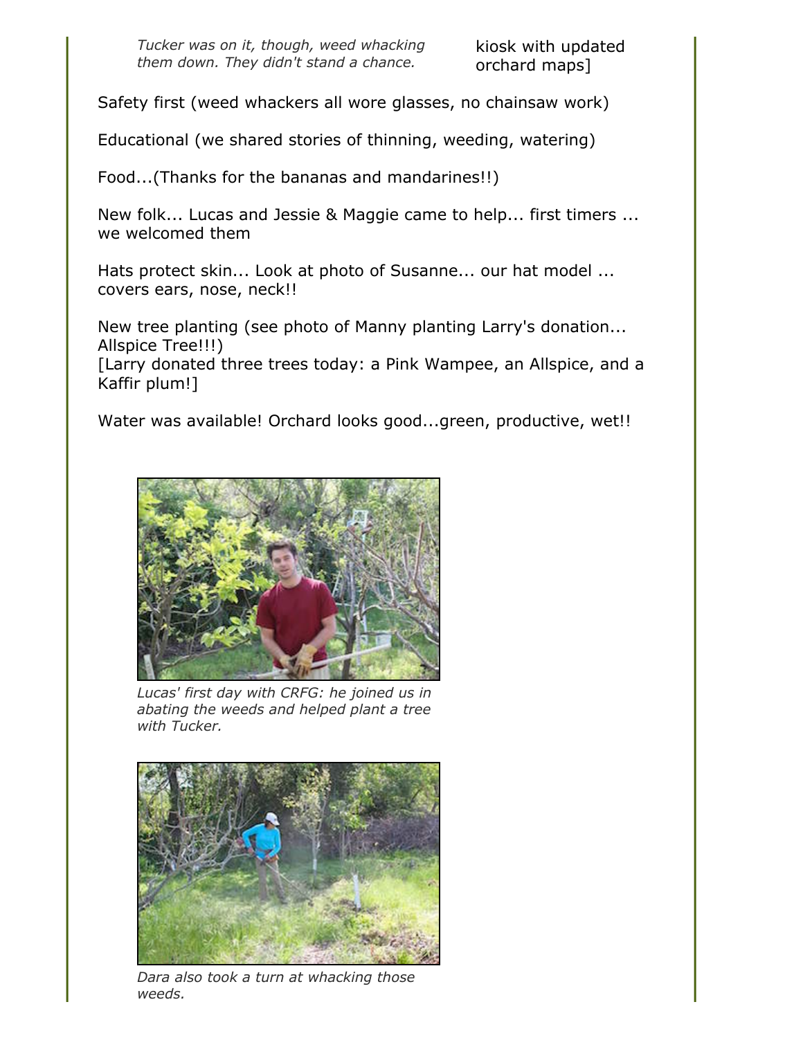*Tucker was on it, though, weed whacking them down. They didn't stand a chance.*

kiosk with updated orchard maps]

Safety first (weed whackers all wore glasses, no chainsaw work)

Educational (we shared stories of thinning, weeding, watering)

Food...(Thanks for the bananas and mandarines!!)

New folk... Lucas and Jessie & Maggie came to help... first timers ... we welcomed them

Hats protect skin... Look at photo of Susanne... our hat model ... covers ears, nose, neck!!

New tree planting (see photo of Manny planting Larry's donation... Allspice Tree!!!)
[Larry donated three trees today: a Pink Wampee, an Allspice, and a Kaffir plum!]

Water was available! Orchard looks good...green, productive, wet!!

*Lucas' first day with CRFG: he joined us in abating the weeds and helped plant a tree with Tucker.*

*Dara also took a turn at whacking those weeds.*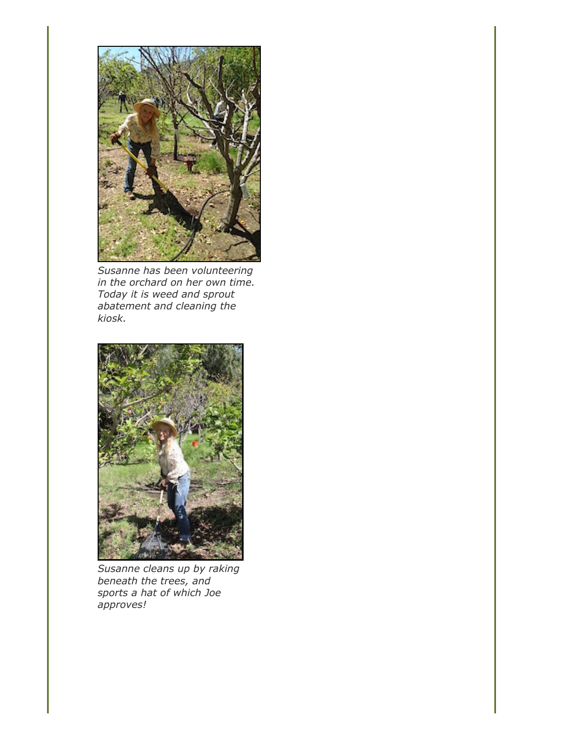*Susanne has been volunteering in the orchard on her own time. Today it is weed and sprout abatement and cleaning the kiosk.*

*Susanne cleans up by raking beneath the trees, and sports a hat of which Joe approves!*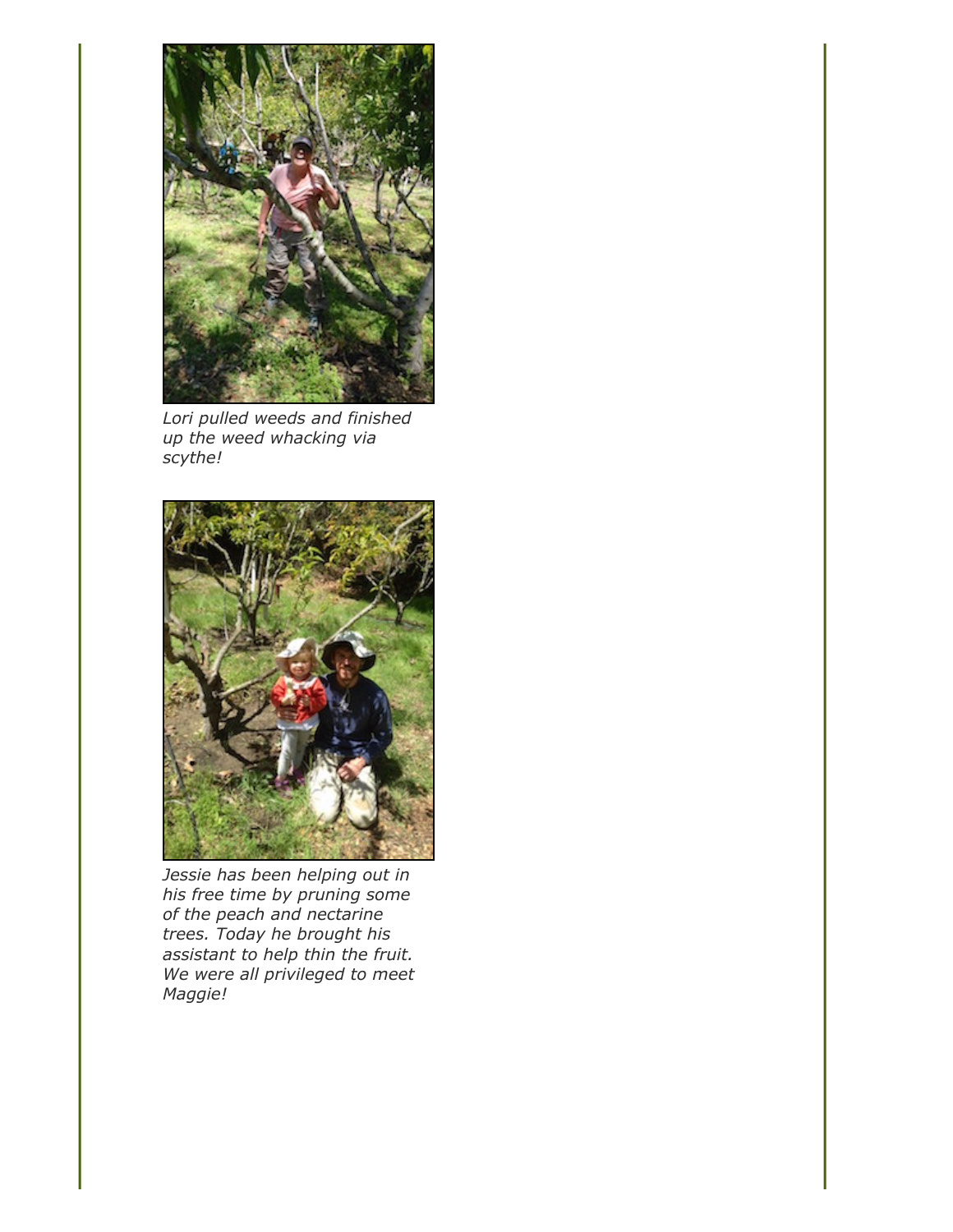*Lori pulled weeds and finished up the weed whacking via scythe!*

*Jessie has been helping out in his free time by pruning some of the peach and nectarine trees. Today he brought his assistant to help thin the fruit. We were all privileged to meet Maggie!*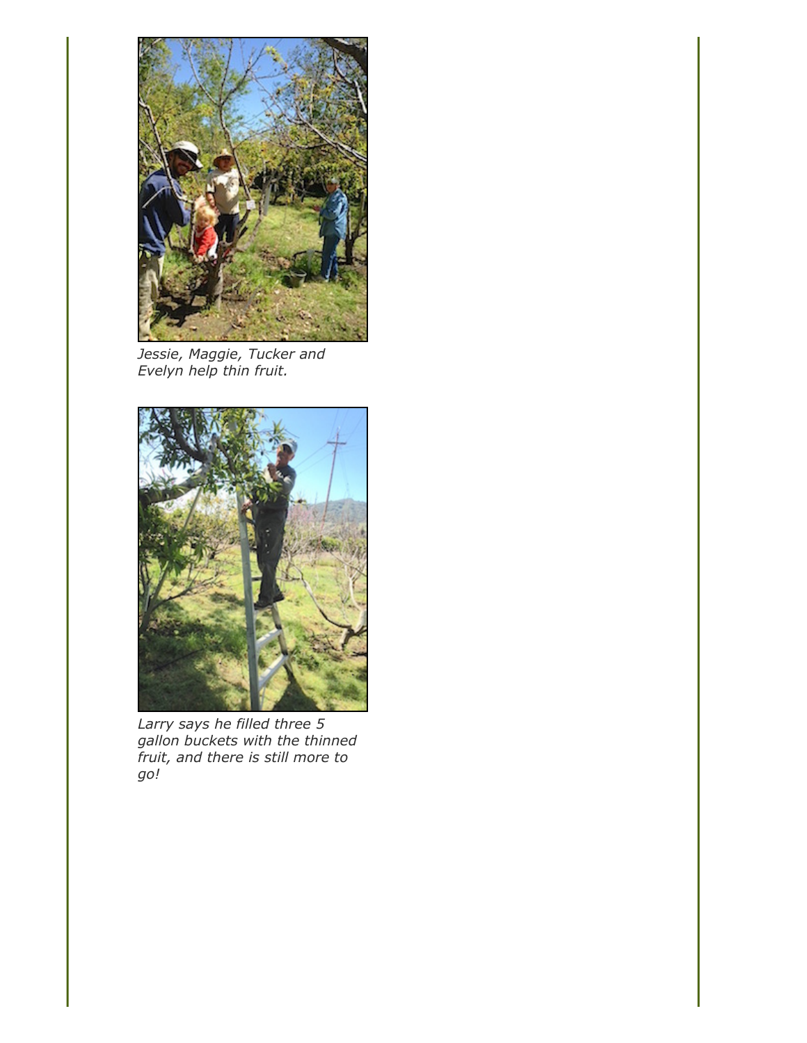*Jessie, Maggie, Tucker and Evelyn help thin fruit.*

*Larry says he filled three 5 gallon buckets with the thinned fruit, and there is still more to go!*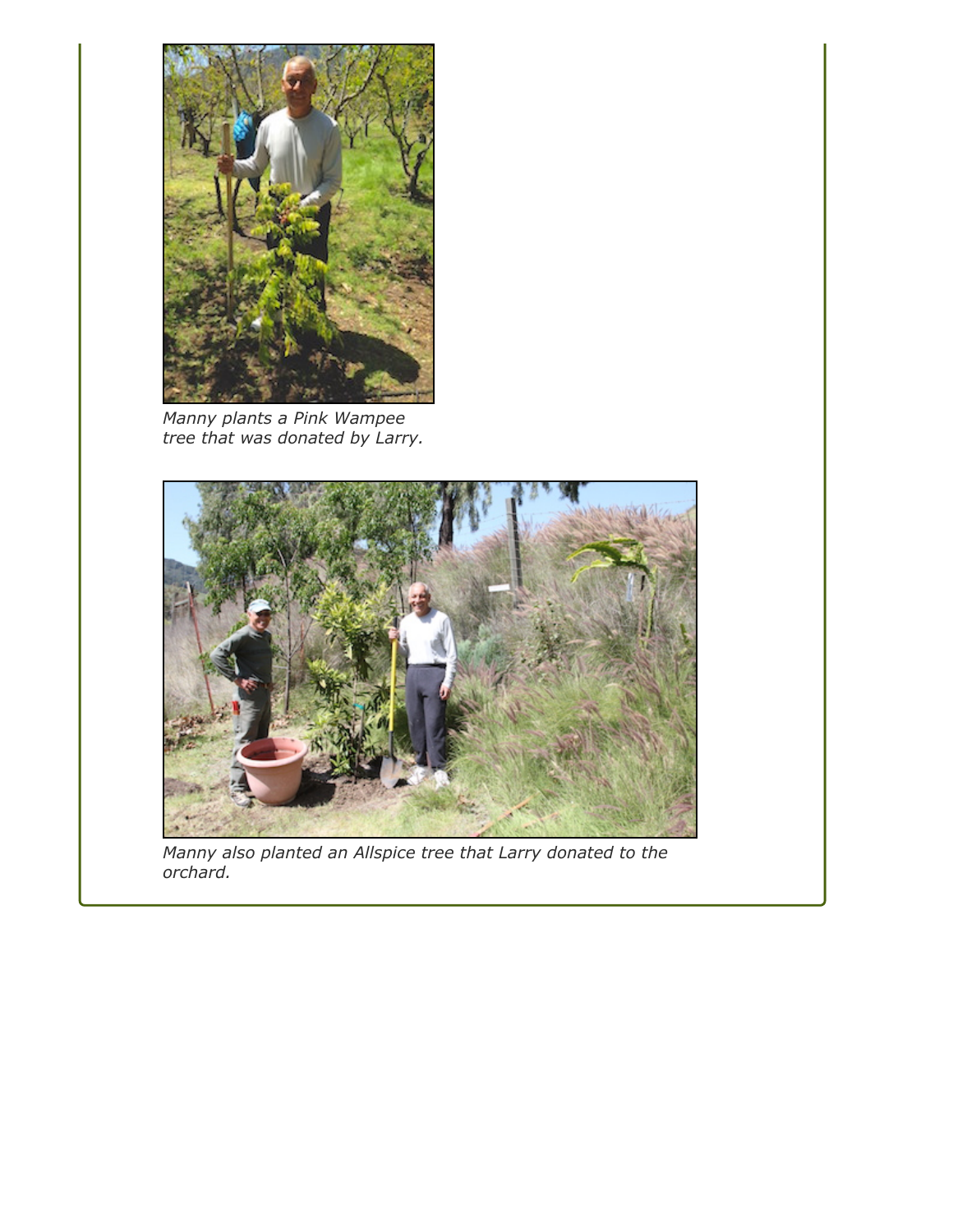*Manny plants a Pink Wampee tree that was donated by Larry.*

*Manny also planted an Allspice tree that Larry donated to the orchard.*